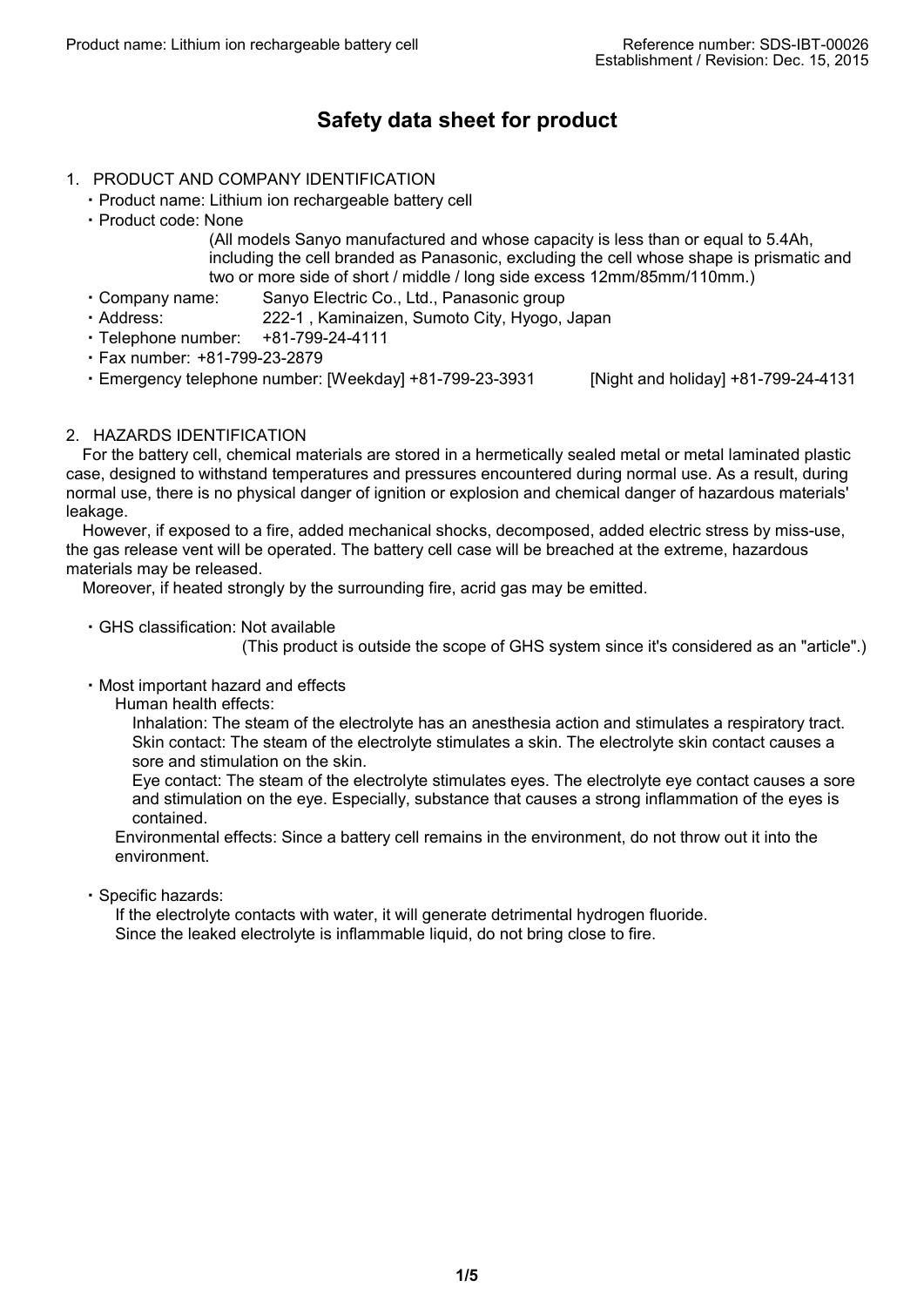# Safety data sheet for product

## 1. PRODUCT AND COMPANY IDENTIFICATION

- Product name: Lithium ion rechargeable battery cell
- Product code: None

  (All models Sanyo manufactured and whose capacity is less than or equal to 5.4Ah, including the cell branded as Panasonic, excluding the cell whose shape is prismatic and two or more side of short / middle / long side excess 12mm/85mm/110mm.)
- Company name: Sanyo Electric Co., Ltd., Panasonic group
- Address: 222-1 , Kaminaizen, Sumoto City, Hyogo, Japan
- Telephone number: +81-799-24-4111
- Fax number: +81-799-23-2879
- Emergency telephone number: [Weekday] +81-799-23-3931 [Night and holiday] +81-799-24-4131

## 2. HAZARDS IDENTIFICATION

For the battery cell, chemical materials are stored in a hermetically sealed metal or metal laminated plastic case, designed to withstand temperatures and pressures encountered during normal use. As a result, during normal use, there is no physical danger of ignition or explosion and chemical danger of hazardous materials' leakage.

However, if exposed to a fire, added mechanical shocks, decomposed, added electric stress by miss-use, the gas release vent will be operated. The battery cell case will be breached at the extreme, hazardous materials may be released.

Moreover, if heated strongly by the surrounding fire, acrid gas may be emitted.

- GHS classification: Not available

  (This product is outside the scope of GHS system since it's considered as an "article".)

- Most important hazard and effects

  Human health effects:

  Inhalation: The steam of the electrolyte has an anesthesia action and stimulates a respiratory tract.

  Skin contact: The steam of the electrolyte stimulates a skin. The electrolyte skin contact causes a sore and stimulation on the skin.

  Eye contact: The steam of the electrolyte stimulates eyes. The electrolyte eye contact causes a sore and stimulation on the eye. Especially, substance that causes a strong inflammation of the eyes is contained.

  Environmental effects: Since a battery cell remains in the environment, do not throw out it into the environment.

- Specific hazards:

  If the electrolyte contacts with water, it will generate detrimental hydrogen fluoride.

  Since the leaked electrolyte is inflammable liquid, do not bring close to fire.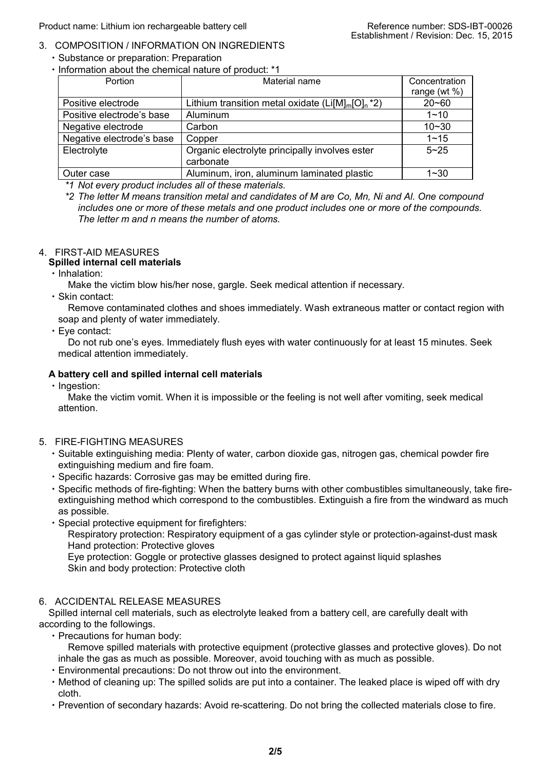## 3. COMPOSITION / INFORMATION ON INGREDIENTS

- Substance or preparation: Preparation
- Information about the chemical nature of product: *1

| Portion | Material name | Concentration range (wt %) |
|---|---|---|
| Positive electrode | Lithium transition metal oxidate ($Li[M]_m[O]_n$ *2) | 20~60 |
| Positive electrode's base | Aluminum | 1~10 |
| Negative electrode | Carbon | 10~30 |
| Negative electrode's base | Copper | 1~15 |
| Electrolyte | Organic electrolyte principally involves ester carbonate | 5~25 |
| Outer case | Aluminum, iron, aluminum laminated plastic | 1~30 |

*\*1 Not every product includes all of these materials.*

*\*2 The letter M means transition metal and candidates of M are Co, Mn, Ni and Al. One compound includes one or more of these metals and one product includes one or more of the compounds. The letter m and n means the number of atoms.*

## 4. FIRST-AID MEASURES

### Spilled internal cell materials

- Inhalation:
  Make the victim blow his/her nose, gargle. Seek medical attention if necessary.
- Skin contact:
  Remove contaminated clothes and shoes immediately. Wash extraneous matter or contact region with soap and plenty of water immediately.
- Eye contact:
  Do not rub one's eyes. Immediately flush eyes with water continuously for at least 15 minutes. Seek medical attention immediately.

### A battery cell and spilled internal cell materials

- Ingestion:
  Make the victim vomit. When it is impossible or the feeling is not well after vomiting, seek medical attention.

## 5. FIRE-FIGHTING MEASURES

- Suitable extinguishing media: Plenty of water, carbon dioxide gas, nitrogen gas, chemical powder fire extinguishing medium and fire foam.
- Specific hazards: Corrosive gas may be emitted during fire.
- Specific methods of fire-fighting: When the battery burns with other combustibles simultaneously, take fire-extinguishing method which correspond to the combustibles. Extinguish a fire from the windward as much as possible.
- Special protective equipment for firefighters:
  Respiratory protection: Respiratory equipment of a gas cylinder style or protection-against-dust mask
  Hand protection: Protective gloves
  Eye protection: Goggle or protective glasses designed to protect against liquid splashes
  Skin and body protection: Protective cloth

## 6. ACCIDENTAL RELEASE MEASURES

Spilled internal cell materials, such as electrolyte leaked from a battery cell, are carefully dealt with according to the followings.

- Precautions for human body:
  Remove spilled materials with protective equipment (protective glasses and protective gloves). Do not inhale the gas as much as possible. Moreover, avoid touching with as much as possible.
- Environmental precautions: Do not throw out into the environment.
- Method of cleaning up: The spilled solids are put into a container. The leaked place is wiped off with dry cloth.
- Prevention of secondary hazards: Avoid re-scattering. Do not bring the collected materials close to fire.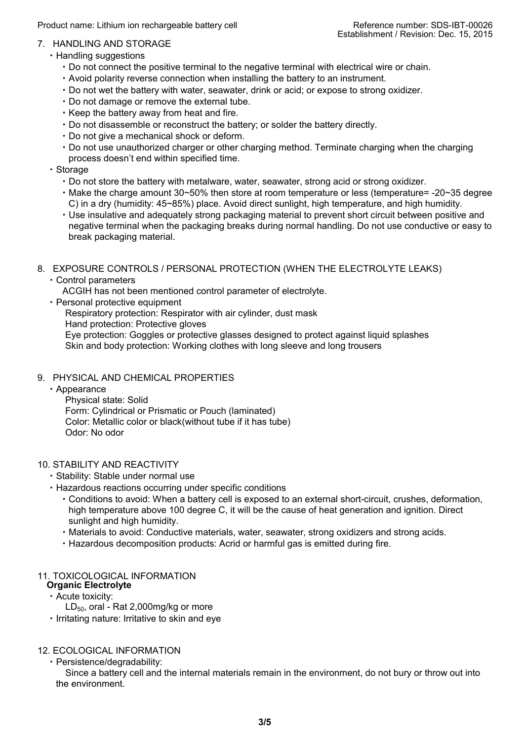## 7. HANDLING AND STORAGE

- Handling suggestions
  - Do not connect the positive terminal to the negative terminal with electrical wire or chain.
  - Avoid polarity reverse connection when installing the battery to an instrument.
  - Do not wet the battery with water, seawater, drink or acid; or expose to strong oxidizer.
  - Do not damage or remove the external tube.
  - Keep the battery away from heat and fire.
  - Do not disassemble or reconstruct the battery; or solder the battery directly.
  - Do not give a mechanical shock or deform.
  - Do not use unauthorized charger or other charging method. Terminate charging when the charging process doesn't end within specified time.
- Storage
  - Do not store the battery with metalware, water, seawater, strong acid or strong oxidizer.
  - Make the charge amount 30~50% then store at room temperature or less (temperature= -20~35 degree C) in a dry (humidity: 45~85%) place. Avoid direct sunlight, high temperature, and high humidity.
  - Use insulative and adequately strong packaging material to prevent short circuit between positive and negative terminal when the packaging breaks during normal handling. Do not use conductive or easy to break packaging material.

## 8. EXPOSURE CONTROLS / PERSONAL PROTECTION (WHEN THE ELECTROLYTE LEAKS)

- Control parameters

  ACGIH has not been mentioned control parameter of electrolyte.
- Personal protective equipment

  Respiratory protection: Respirator with air cylinder, dust mask

  Hand protection: Protective gloves

  Eye protection: Goggles or protective glasses designed to protect against liquid splashes

  Skin and body protection: Working clothes with long sleeve and long trousers

## 9. PHYSICAL AND CHEMICAL PROPERTIES

- Appearance

  Physical state: Solid

  Form: Cylindrical or Prismatic or Pouch (laminated)

  Color: Metallic color or black(without tube if it has tube)

  Odor: No odor

## 10. STABILITY AND REACTIVITY

- Stability: Stable under normal use
- Hazardous reactions occurring under specific conditions
  - Conditions to avoid: When a battery cell is exposed to an external short-circuit, crushes, deformation, high temperature above 100 degree C, it will be the cause of heat generation and ignition. Direct sunlight and high humidity.
  - Materials to avoid: Conductive materials, water, seawater, strong oxidizers and strong acids.
  - Hazardous decomposition products: Acrid or harmful gas is emitted during fire.

## 11. TOXICOLOGICAL INFORMATION

**Organic Electrolyte**

- Acute toxicity:

  $LD_{50}$, oral - Rat 2,000mg/kg or more
- Irritating nature: Irritative to skin and eye

## 12. ECOLOGICAL INFORMATION

- Persistence/degradability:

  Since a battery cell and the internal materials remain in the environment, do not bury or throw out into the environment.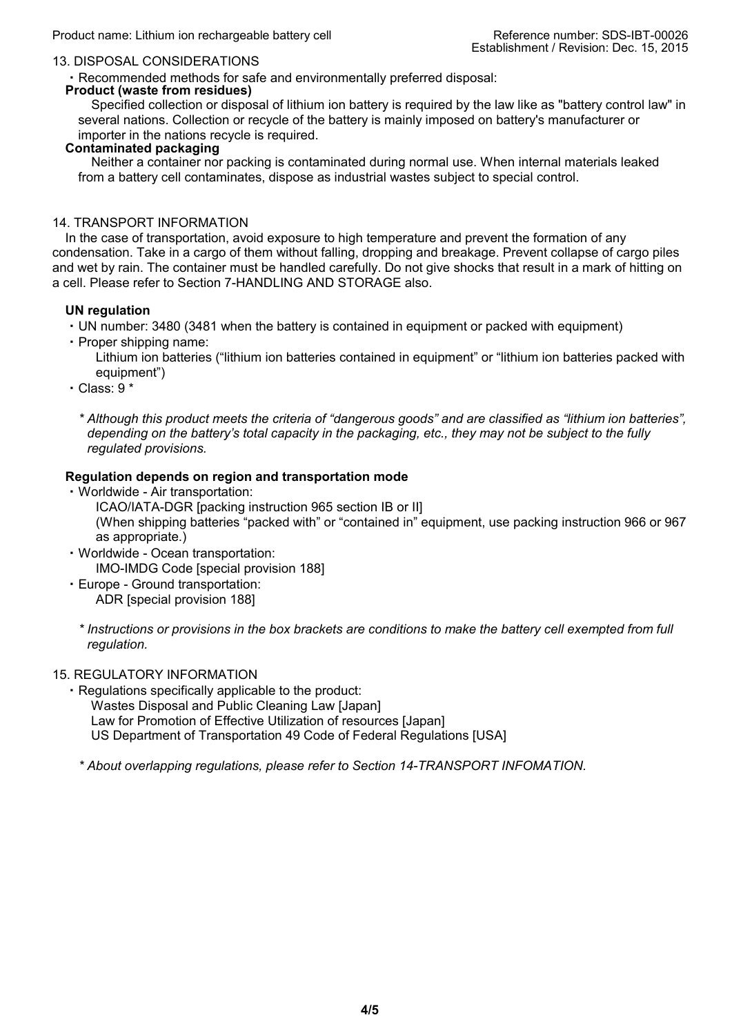## 13. DISPOSAL CONSIDERATIONS

・Recommended methods for safe and environmentally preferred disposal:

**Product (waste from residues)**

Specified collection or disposal of lithium ion battery is required by the law like as "battery control law" in several nations. Collection or recycle of the battery is mainly imposed on battery's manufacturer or importer in the nations recycle is required.

**Contaminated packaging**

Neither a container nor packing is contaminated during normal use. When internal materials leaked from a battery cell contaminates, dispose as industrial wastes subject to special control.

## 14. TRANSPORT INFORMATION

In the case of transportation, avoid exposure to high temperature and prevent the formation of any condensation. Take in a cargo of them without falling, dropping and breakage. Prevent collapse of cargo piles and wet by rain. The container must be handled carefully. Do not give shocks that result in a mark of hitting on a cell. Please refer to Section 7-HANDLING AND STORAGE also.

**UN regulation**

・UN number: 3480 (3481 when the battery is contained in equipment or packed with equipment)

・Proper shipping name:
Lithium ion batteries ("lithium ion batteries contained in equipment" or "lithium ion batteries packed with equipment")

・Class: 9 *

*\* Although this product meets the criteria of "dangerous goods" and are classified as "lithium ion batteries", depending on the battery's total capacity in the packaging, etc., they may not be subject to the fully regulated provisions.*

**Regulation depends on region and transportation mode**

・Worldwide - Air transportation:
ICAO/IATA-DGR [packing instruction 965 section IB or II]
(When shipping batteries "packed with" or "contained in" equipment, use packing instruction 966 or 967 as appropriate.)

・Worldwide - Ocean transportation:
IMO-IMDG Code [special provision 188]

・Europe - Ground transportation:
ADR [special provision 188]

*\* Instructions or provisions in the box brackets are conditions to make the battery cell exempted from full regulation.*

## 15. REGULATORY INFORMATION

・Regulations specifically applicable to the product:
Wastes Disposal and Public Cleaning Law [Japan]
Law for Promotion of Effective Utilization of resources [Japan]
US Department of Transportation 49 Code of Federal Regulations [USA]

*\* About overlapping regulations, please refer to Section 14-TRANSPORT INFOMATION.*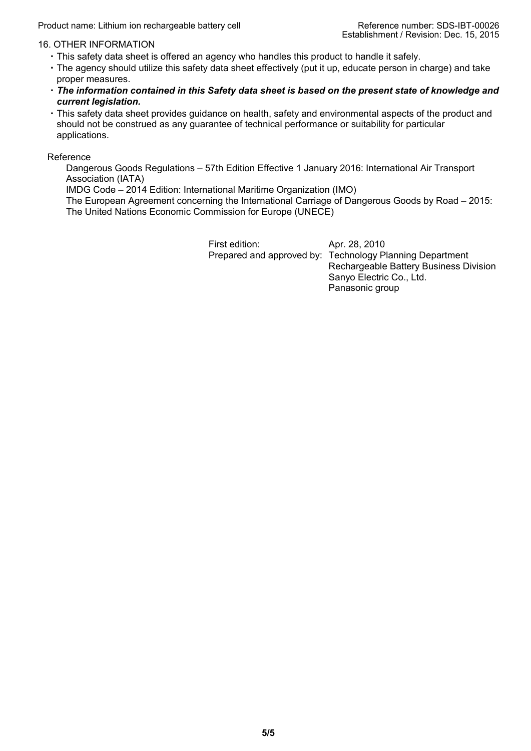## 16. OTHER INFORMATION

- This safety data sheet is offered an agency who handles this product to handle it safely.
- The agency should utilize this safety data sheet effectively (put it up, educate person in charge) and take proper measures.
- ***The information contained in this Safety data sheet is based on the present state of knowledge and current legislation.***
- This safety data sheet provides guidance on health, safety and environmental aspects of the product and should not be construed as any guarantee of technical performance or suitability for particular applications.

Reference

Dangerous Goods Regulations – 57th Edition Effective 1 January 2016: International Air Transport Association (IATA)

IMDG Code – 2014 Edition: International Maritime Organization (IMO)

The European Agreement concerning the International Carriage of Dangerous Goods by Road – 2015: The United Nations Economic Commission for Europe (UNECE)

First edition: Apr. 28, 2010

Prepared and approved by: Technology Planning Department
Rechargeable Battery Business Division
Sanyo Electric Co., Ltd.
Panasonic group